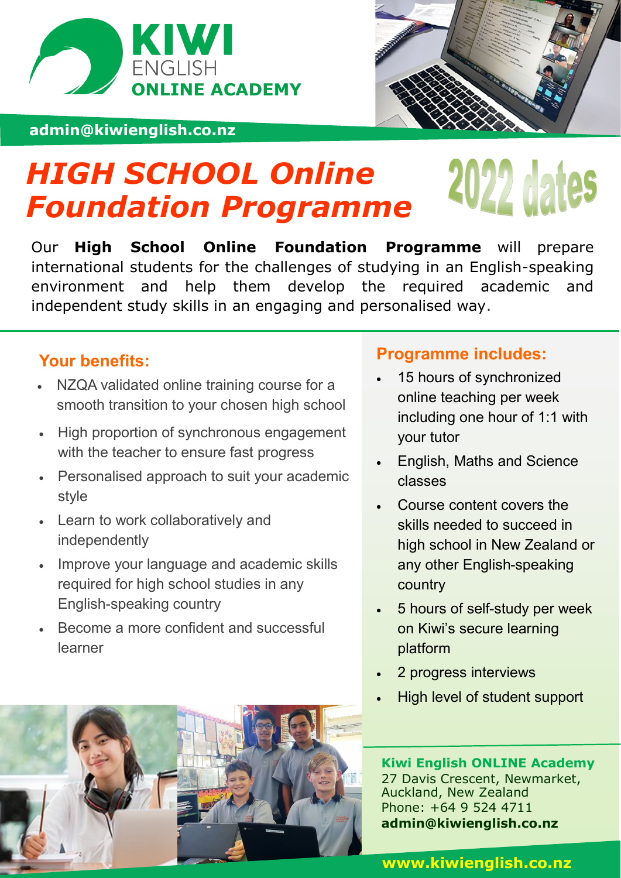KIWI ENGLISH ONLINE ACADEMY

**admin@kiwienglish.co.nz**

# *HIGH SCHOOL Online Foundation Programme*

## 2022 dates

Our **High School Online Foundation Programme** will prepare international students for the challenges of studying in an English-speaking environment and help them develop the required academic and independent study skills in an engaging and personalised way.

### Your benefits:

- NZQA validated online training course for a smooth transition to your chosen high school
- High proportion of synchronous engagement with the teacher to ensure fast progress
- Personalised approach to suit your academic style
- Learn to work collaboratively and independently
- Improve your language and academic skills required for high school studies in any English-speaking country
- Become a more confident and successful learner

### Programme includes:

- 15 hours of synchronized online teaching per week including one hour of 1:1 with your tutor
- English, Maths and Science classes
- Course content covers the skills needed to succeed in high school in New Zealand or any other English-speaking country
- 5 hours of self-study per week on Kiwi's secure learning platform
- 2 progress interviews
- High level of student support

**Kiwi English ONLINE Academy**
27 Davis Crescent, Newmarket,
Auckland, New Zealand
Phone: +64 9 524 4711
**admin@kiwienglish.co.nz**

**www.kiwienglish.co.nz**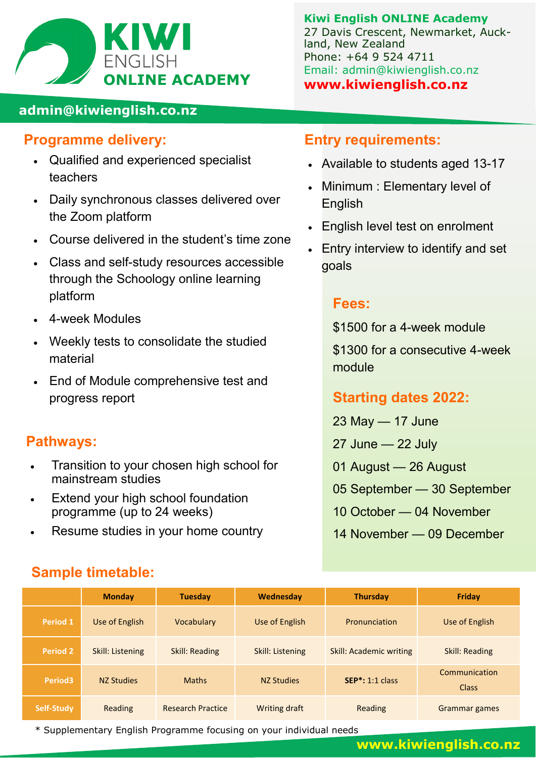# KIWI ENGLISH ONLINE ACADEMY

**Kiwi English ONLINE Academy**
27 Davis Crescent, Newmarket, Auckland, New Zealand
Phone: +64 9 524 4711
Email: admin@kiwienglish.co.nz
**www.kiwienglish.co.nz**

**admin@kiwienglish.co.nz**

## Programme delivery:

- Qualified and experienced specialist teachers
- Daily synchronous classes delivered over the Zoom platform
- Course delivered in the student's time zone
- Class and self-study resources accessible through the Schoology online learning platform
- 4-week Modules
- Weekly tests to consolidate the studied material
- End of Module comprehensive test and progress report

## Pathways:

- Transition to your chosen high school for mainstream studies
- Extend your high school foundation programme (up to 24 weeks)
- Resume studies in your home country

## Entry requirements:

- Available to students aged 13-17
- Minimum : Elementary level of English
- English level test on enrolment
- Entry interview to identify and set goals

## Fees:

$1500 for a 4-week module

$1300 for a consecutive 4-week module

## Starting dates 2022:

23 May — 17 June

27 June — 22 July

01 August — 26 August

05 September — 30 September

10 October — 04 November

14 November — 09 December

## Sample timetable:

| | Monday | Tuesday | Wednesday | Thursday | Friday |
|---|---|---|---|---|---|
| Period 1 | Use of English | Vocabulary | Use of English | Pronunciation | Use of English |
| Period 2 | Skill: Listening | Skill: Reading | Skill: Listening | Skill: Academic writing | Skill: Reading |
| Period3 | NZ Studies | Maths | NZ Studies | **SEP*:** 1:1 class | Communication Class |
| Self-Study | Reading | Research Practice | Writing draft | Reading | Grammar games |

* Supplementary English Programme focusing on your individual needs

**www.kiwienglish.co.nz**